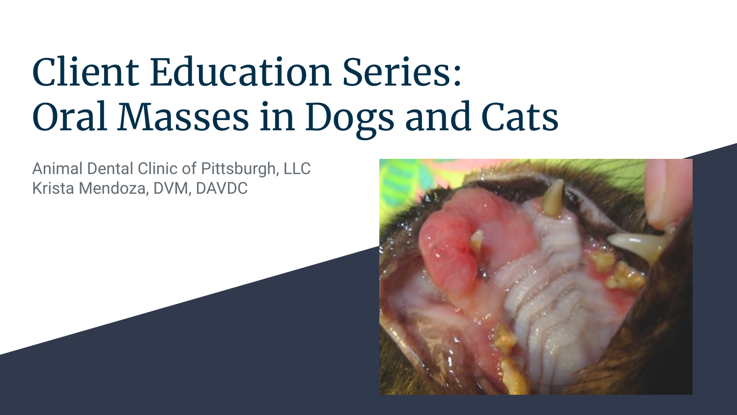# Client Education Series: Oral Masses in Dogs and Cats

Animal Dental Clinic of Pittsburgh, LLC
Krista Mendoza, DVM, DAVDC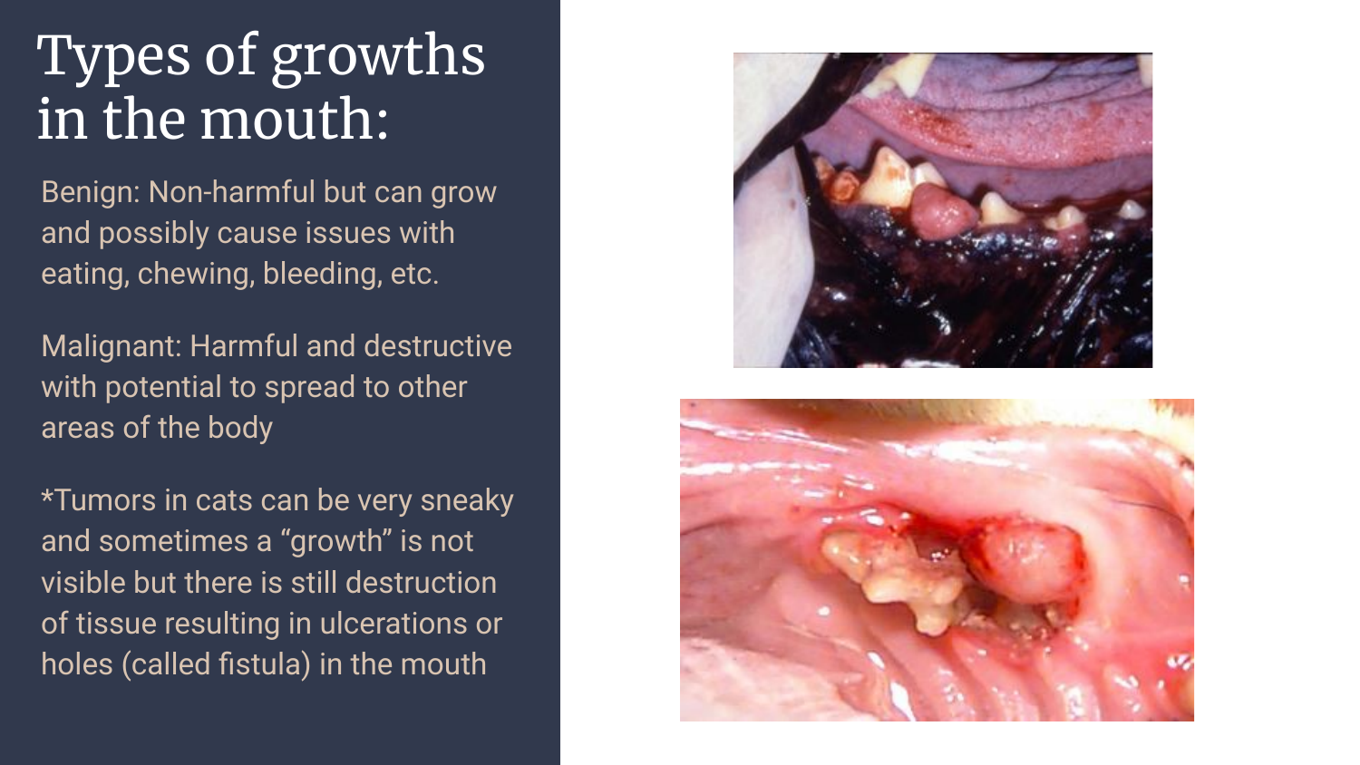# Types of growths in the mouth:

Benign: Non-harmful but can grow and possibly cause issues with eating, chewing, bleeding, etc.

Malignant: Harmful and destructive with potential to spread to other areas of the body

*Tumors in cats can be very sneaky and sometimes a "growth" is not visible but there is still destruction of tissue resulting in ulcerations or holes (called fistula) in the mouth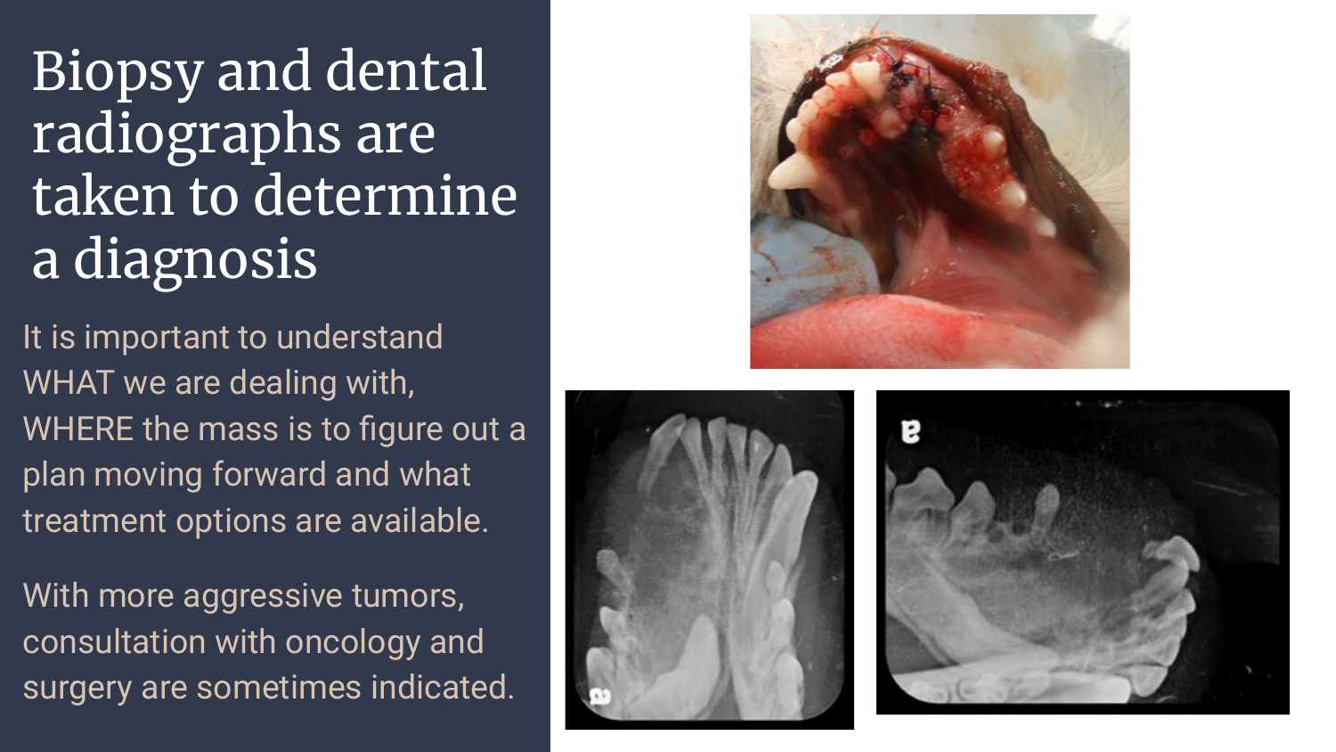# Biopsy and dental radiographs are taken to determine a diagnosis

It is important to understand WHAT we are dealing with, WHERE the mass is to figure out a plan moving forward and what treatment options are available.

With more aggressive tumors, consultation with oncology and surgery are sometimes indicated.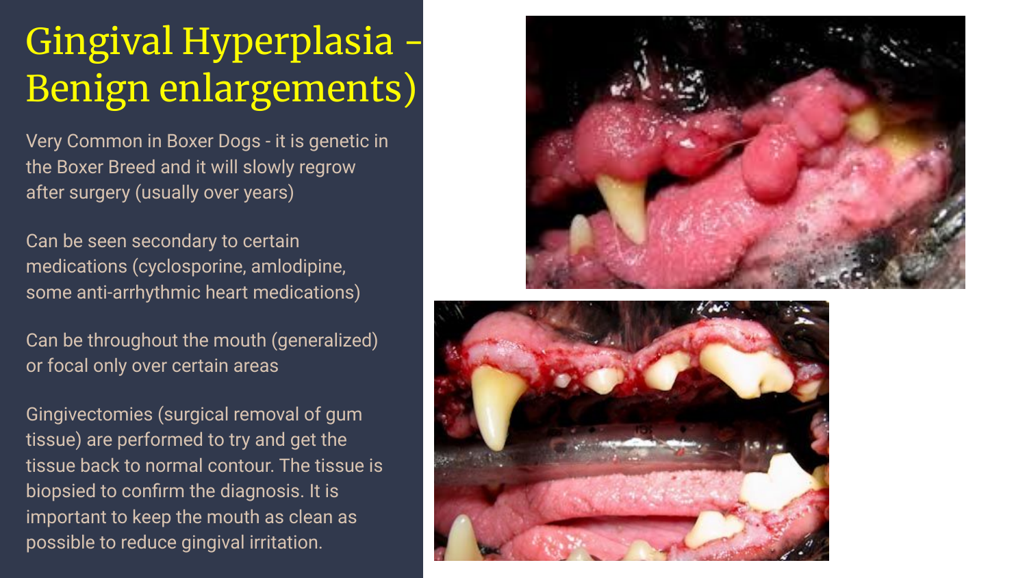# Gingival Hyperplasia - Benign enlargements)

Very Common in Boxer Dogs - it is genetic in the Boxer Breed and it will slowly regrow after surgery (usually over years)

Can be seen secondary to certain medications (cyclosporine, amlodipine, some anti-arrhythmic heart medications)

Can be throughout the mouth (generalized) or focal only over certain areas

Gingivectomies (surgical removal of gum tissue) are performed to try and get the tissue back to normal contour. The tissue is biopsied to confirm the diagnosis. It is important to keep the mouth as clean as possible to reduce gingival irritation.